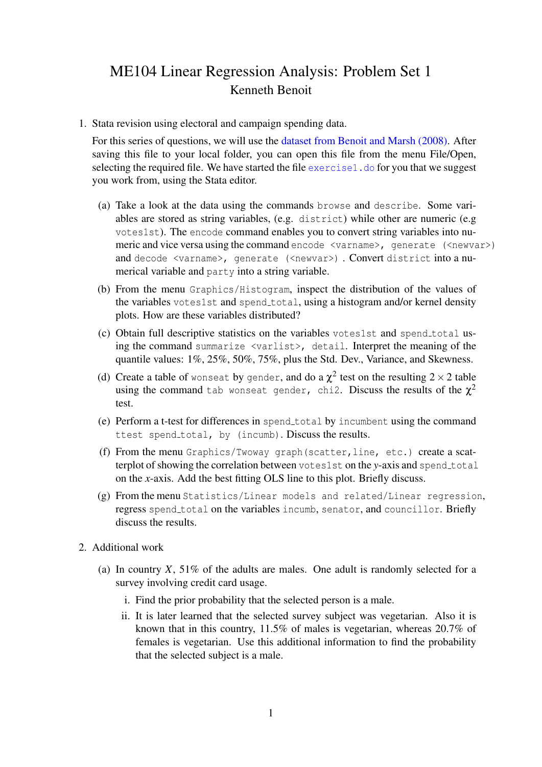# ME104 Linear Regression Analysis: Problem Set 1

Kenneth Benoit

1. Stata revision using electoral and campaign spending data.

   For this series of questions, we will use the dataset from Benoit and Marsh (2008). After saving this file to your local folder, you can open this file from the menu File/Open, selecting the required file. We have started the file `exercise1.do` for you that we suggest you work from, using the Stata editor.

   (a) Take a look at the data using the commands `browse` and `describe`. Some variables are stored as string variables, (e.g. `district`) while other are numeric (e.g `votes1st`). The `encode` command enables you to convert string variables into numeric and vice versa using the command `encode <varname>, generate (<newvar>)` and `decode <varname>, generate (<newvar>)` . Convert `district` into a numerical variable and `party` into a string variable.

   (b) From the menu `Graphics/Histogram`, inspect the distribution of the values of the variables `votes1st` and `spend_total`, using a histogram and/or kernel density plots. How are these variables distributed?

   (c) Obtain full descriptive statistics on the variables `votes1st` and `spend_total` using the command `summarize <varlist>, detail`. Interpret the meaning of the quantile values: 1%, 25%, 50%, 75%, plus the Std. Dev., Variance, and Skewness.

   (d) Create a table of `wonseat` by `gender`, and do a $\chi^2$ test on the resulting $2 \times 2$ table using the command `tab wonseat gender, chi2`. Discuss the results of the $\chi^2$ test.

   (e) Perform a t-test for differences in `spend_total` by `incumbent` using the command `ttest spend_total, by (incumb)`. Discuss the results.

   (f) From the menu `Graphics/Twoway graph(scatter,line, etc.)` create a scatterplot of showing the correlation between `votes1st` on the $y$-axis and `spend_total` on the $x$-axis. Add the best fitting OLS line to this plot. Briefly discuss.

   (g) From the menu `Statistics/Linear models and related/Linear regression`, regress `spend_total` on the variables `incumb`, `senator`, and `councillor`. Briefly discuss the results.

2. Additional work

   (a) In country $X$, 51% of the adults are males. One adult is randomly selected for a survey involving credit card usage.

      i. Find the prior probability that the selected person is a male.

      ii. It is later learned that the selected survey subject was vegetarian. Also it is known that in this country, 11.5% of males is vegetarian, whereas 20.7% of females is vegetarian. Use this additional information to find the probability that the selected subject is a male.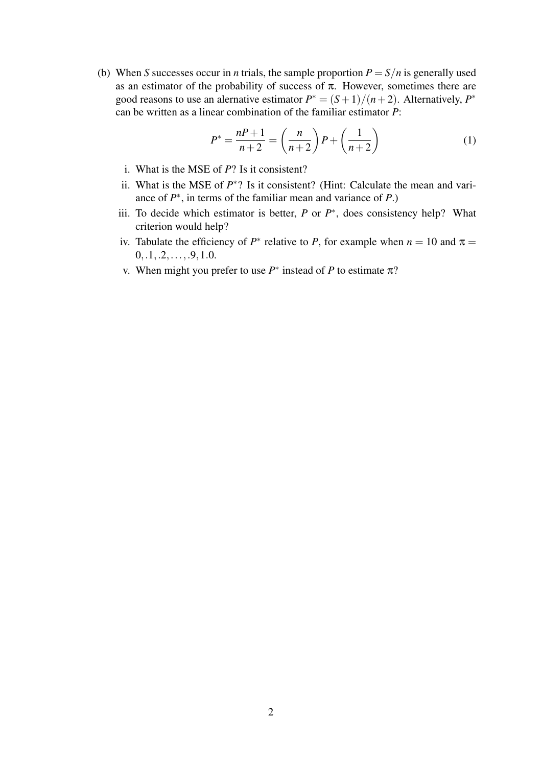(b) When $S$ successes occur in $n$ trials, the sample proportion $P = S/n$ is generally used as an estimator of the probability of success of $\pi$. However, sometimes there are good reasons to use an alernative estimator $P^* = (S+1)/(n+2)$. Alternatively, $P^*$ can be written as a linear combination of the familiar estimator $P$:

$$P^* = \frac{nP+1}{n+2} = \left(\frac{n}{n+2}\right)P + \left(\frac{1}{n+2}\right) \tag{1}$$

i. What is the MSE of $P$? Is it consistent?

ii. What is the MSE of $P^*$? Is it consistent? (Hint: Calculate the mean and variance of $P^*$, in terms of the familiar mean and variance of $P$.)

iii. To decide which estimator is better, $P$ or $P^*$, does consistency help? What criterion would help?

iv. Tabulate the efficiency of $P^*$ relative to $P$, for example when $n = 10$ and $\pi = 0, .1, .2, \ldots, .9, 1.0$.

v. When might you prefer to use $P^*$ instead of $P$ to estimate $\pi$?